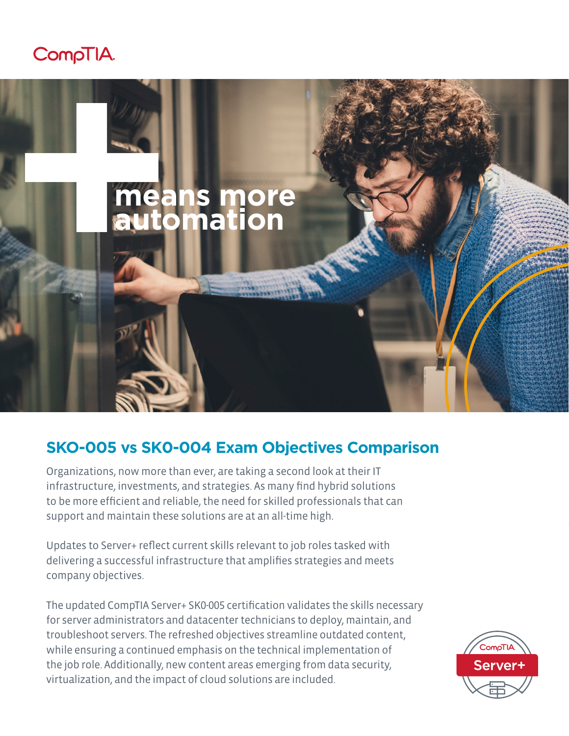CompTIA

means more automation

## SKO-005 vs SK0-004 Exam Objectives Comparison

Organizations, now more than ever, are taking a second look at their IT infrastructure, investments, and strategies. As many find hybrid solutions to be more efficient and reliable, the need for skilled professionals that can support and maintain these solutions are at an all-time high.

Updates to Server+ reflect current skills relevant to job roles tasked with delivering a successful infrastructure that amplifies strategies and meets company objectives.

The updated CompTIA Server+ SK0-005 certification validates the skills necessary for server administrators and datacenter technicians to deploy, maintain, and troubleshoot servers. The refreshed objectives streamline outdated content, while ensuring a continued emphasis on the technical implementation of the job role. Additionally, new content areas emerging from data security, virtualization, and the impact of cloud solutions are included.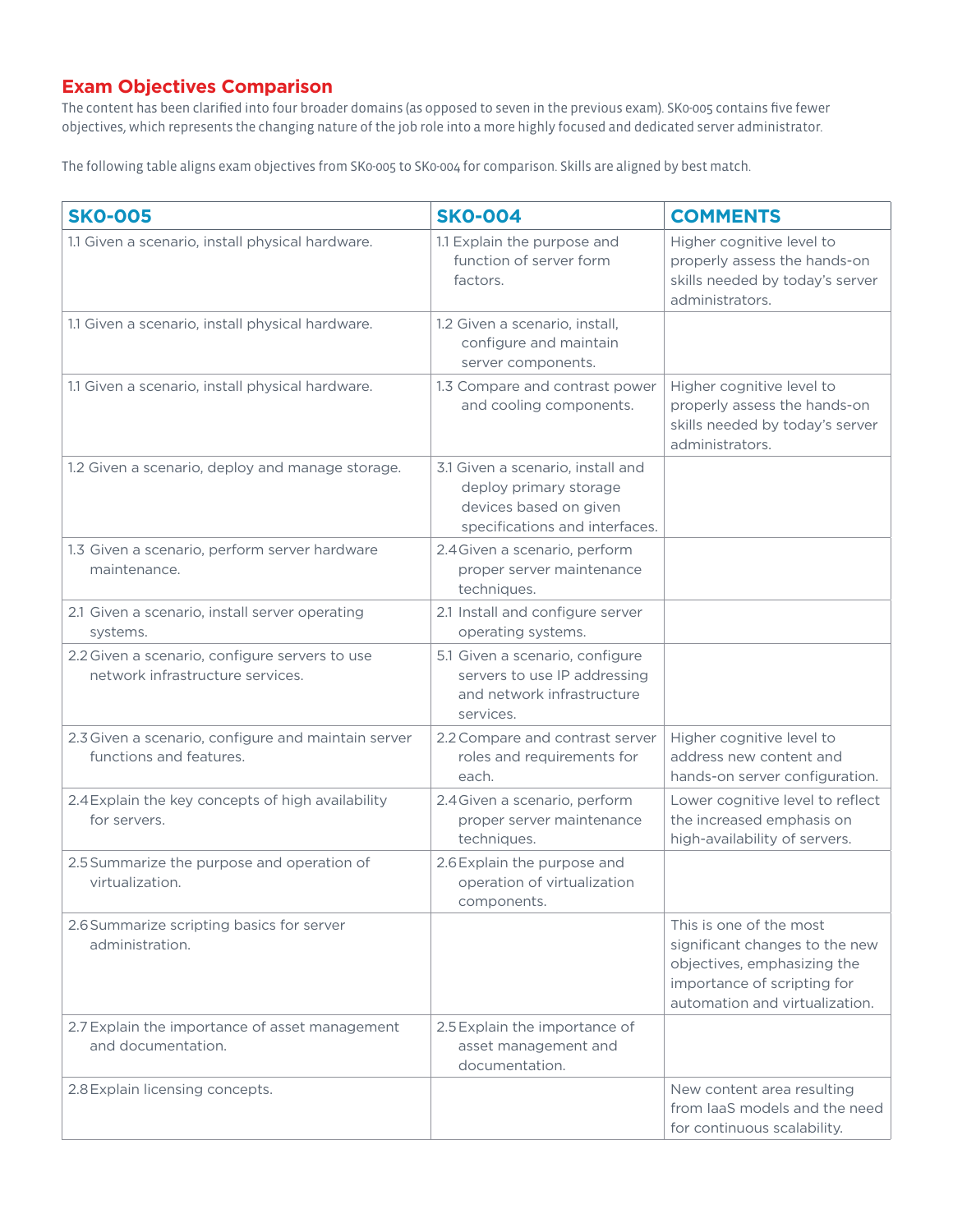## Exam Objectives Comparison

The content has been clarified into four broader domains (as opposed to seven in the previous exam). SK0-005 contains five fewer objectives, which represents the changing nature of the job role into a more highly focused and dedicated server administrator.

The following table aligns exam objectives from SK0-005 to SK0-004 for comparison. Skills are aligned by best match.

| SK0-005 | SK0-004 | COMMENTS |
|---|---|---|
| 1.1 Given a scenario, install physical hardware. | 1.1 Explain the purpose and function of server form factors. | Higher cognitive level to properly assess the hands-on skills needed by today's server administrators. |
| 1.1 Given a scenario, install physical hardware. | 1.2 Given a scenario, install, configure and maintain server components. | |
| 1.1 Given a scenario, install physical hardware. | 1.3 Compare and contrast power and cooling components. | Higher cognitive level to properly assess the hands-on skills needed by today's server administrators. |
| 1.2 Given a scenario, deploy and manage storage. | 3.1 Given a scenario, install and deploy primary storage devices based on given specifications and interfaces. | |
| 1.3 Given a scenario, perform server hardware maintenance. | 2.4 Given a scenario, perform proper server maintenance techniques. | |
| 2.1 Given a scenario, install server operating systems. | 2.1 Install and configure server operating systems. | |
| 2.2 Given a scenario, configure servers to use network infrastructure services. | 5.1 Given a scenario, configure servers to use IP addressing and network infrastructure services. | |
| 2.3 Given a scenario, configure and maintain server functions and features. | 2.2 Compare and contrast server roles and requirements for each. | Higher cognitive level to address new content and hands-on server configuration. |
| 2.4 Explain the key concepts of high availability for servers. | 2.4 Given a scenario, perform proper server maintenance techniques. | Lower cognitive level to reflect the increased emphasis on high-availability of servers. |
| 2.5 Summarize the purpose and operation of virtualization. | 2.6 Explain the purpose and operation of virtualization components. | |
| 2.6 Summarize scripting basics for server administration. | | This is one of the most significant changes to the new objectives, emphasizing the importance of scripting for automation and virtualization. |
| 2.7 Explain the importance of asset management and documentation. | 2.5 Explain the importance of asset management and documentation. | |
| 2.8 Explain licensing concepts. | | New content area resulting from IaaS models and the need for continuous scalability. |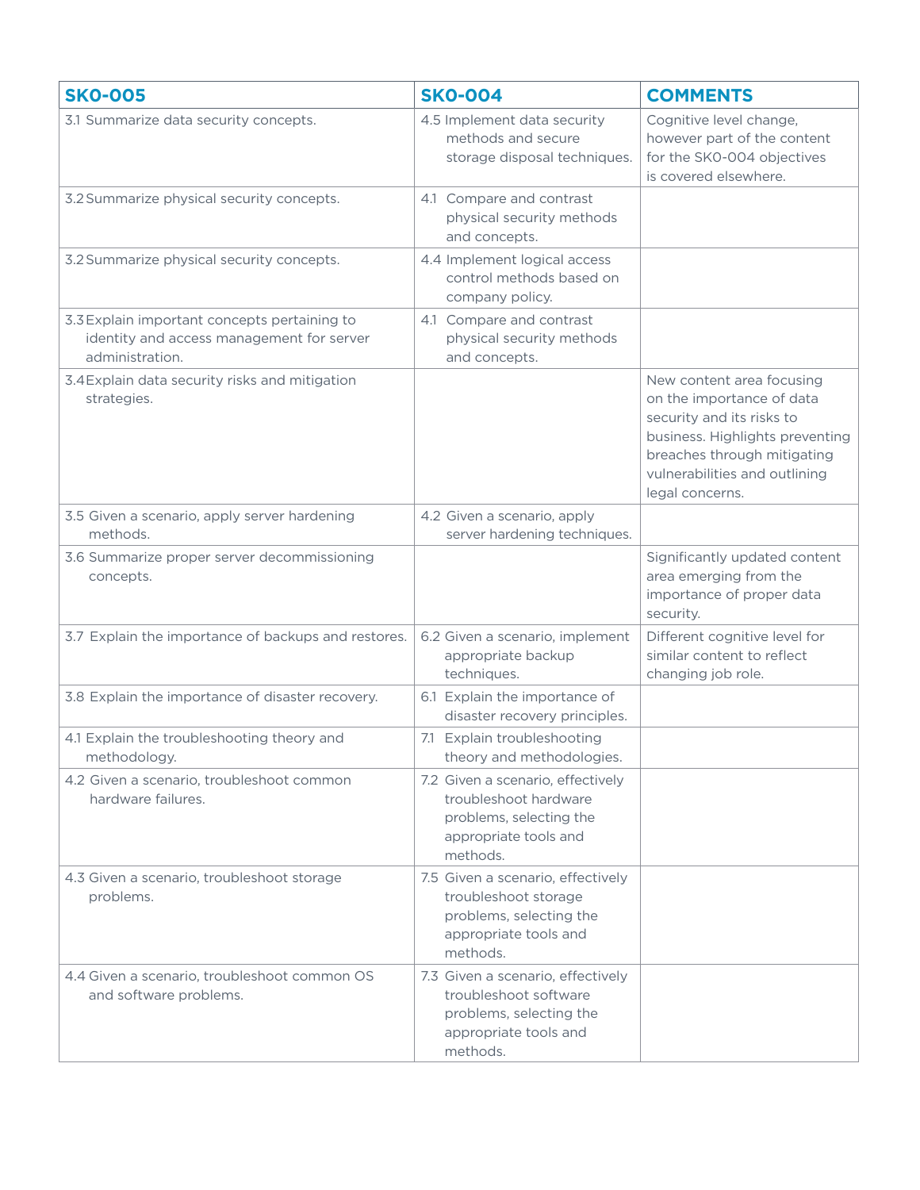| SK0-005 | SK0-004 | COMMENTS |
| --- | --- | --- |
| 3.1 Summarize data security concepts. | 4.5 Implement data security methods and secure storage disposal techniques. | Cognitive level change, however part of the content for the SK0-004 objectives is covered elsewhere. |
| 3.2 Summarize physical security concepts. | 4.1 Compare and contrast physical security methods and concepts. | |
| 3.2 Summarize physical security concepts. | 4.4 Implement logical access control methods based on company policy. | |
| 3.3 Explain important concepts pertaining to identity and access management for server administration. | 4.1 Compare and contrast physical security methods and concepts. | |
| 3.4 Explain data security risks and mitigation strategies. | | New content area focusing on the importance of data security and its risks to business. Highlights preventing breaches through mitigating vulnerabilities and outlining legal concerns. |
| 3.5 Given a scenario, apply server hardening methods. | 4.2 Given a scenario, apply server hardening techniques. | |
| 3.6 Summarize proper server decommissioning concepts. | | Significantly updated content area emerging from the importance of proper data security. |
| 3.7 Explain the importance of backups and restores. | 6.2 Given a scenario, implement appropriate backup techniques. | Different cognitive level for similar content to reflect changing job role. |
| 3.8 Explain the importance of disaster recovery. | 6.1 Explain the importance of disaster recovery principles. | |
| 4.1 Explain the troubleshooting theory and methodology. | 7.1 Explain troubleshooting theory and methodologies. | |
| 4.2 Given a scenario, troubleshoot common hardware failures. | 7.2 Given a scenario, effectively troubleshoot hardware problems, selecting the appropriate tools and methods. | |
| 4.3 Given a scenario, troubleshoot storage problems. | 7.5 Given a scenario, effectively troubleshoot storage problems, selecting the appropriate tools and methods. | |
| 4.4 Given a scenario, troubleshoot common OS and software problems. | 7.3 Given a scenario, effectively troubleshoot software problems, selecting the appropriate tools and methods. | |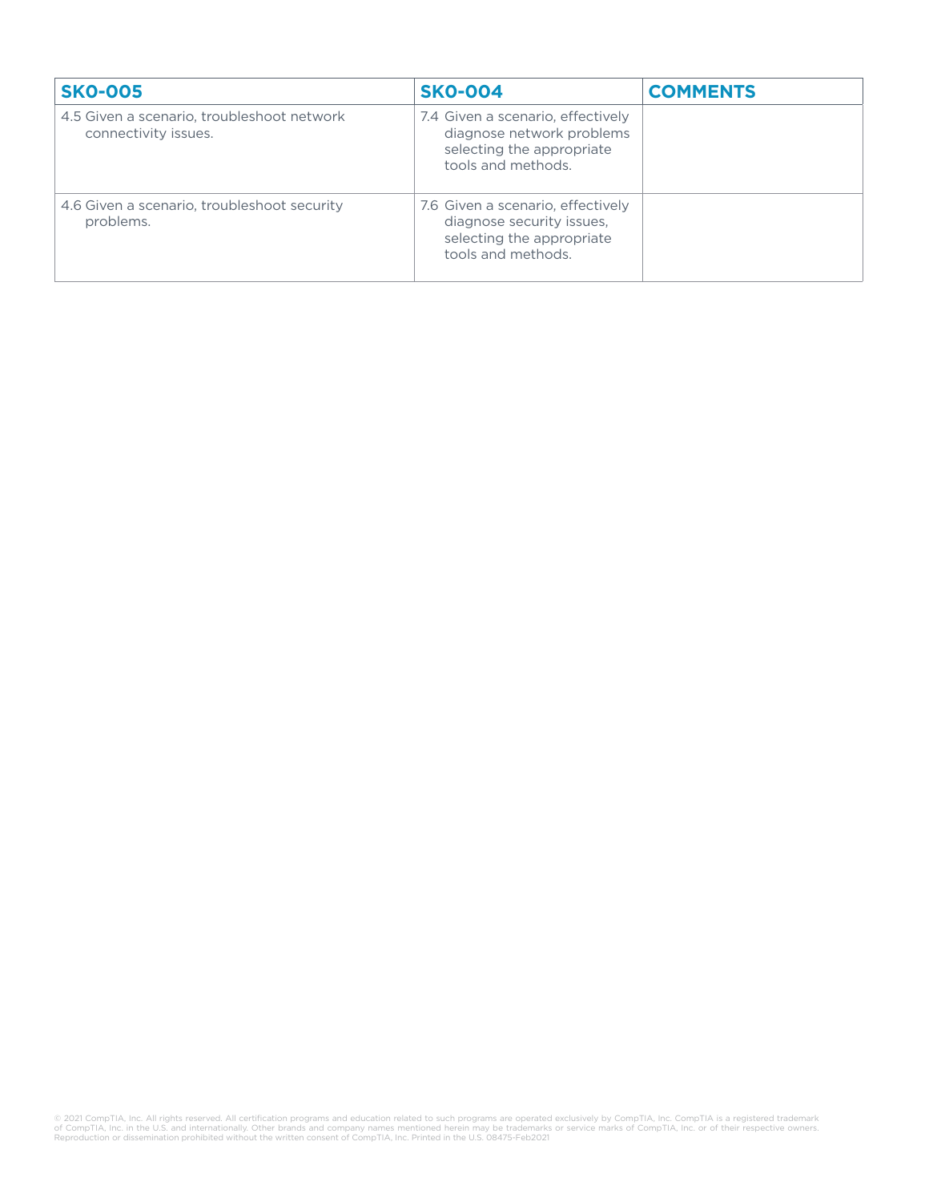| SK0-005 | SK0-004 | COMMENTS |
|---|---|---|
| 4.5 Given a scenario, troubleshoot network connectivity issues. | 7.4 Given a scenario, effectively diagnose network problems selecting the appropriate tools and methods. | |
| 4.6 Given a scenario, troubleshoot security problems. | 7.6 Given a scenario, effectively diagnose security issues, selecting the appropriate tools and methods. | |

© 2021 CompTIA, Inc. All rights reserved. All certification programs and education related to such programs are operated exclusively by CompTIA, Inc. CompTIA is a registered trademark of CompTIA, Inc. in the U.S. and internationally. Other brands and company names mentioned herein may be trademarks or service marks of CompTIA, Inc. or of their respective owners. Reproduction or dissemination prohibited without the written consent of CompTIA, Inc. Printed in the U.S. 08475-Feb2021